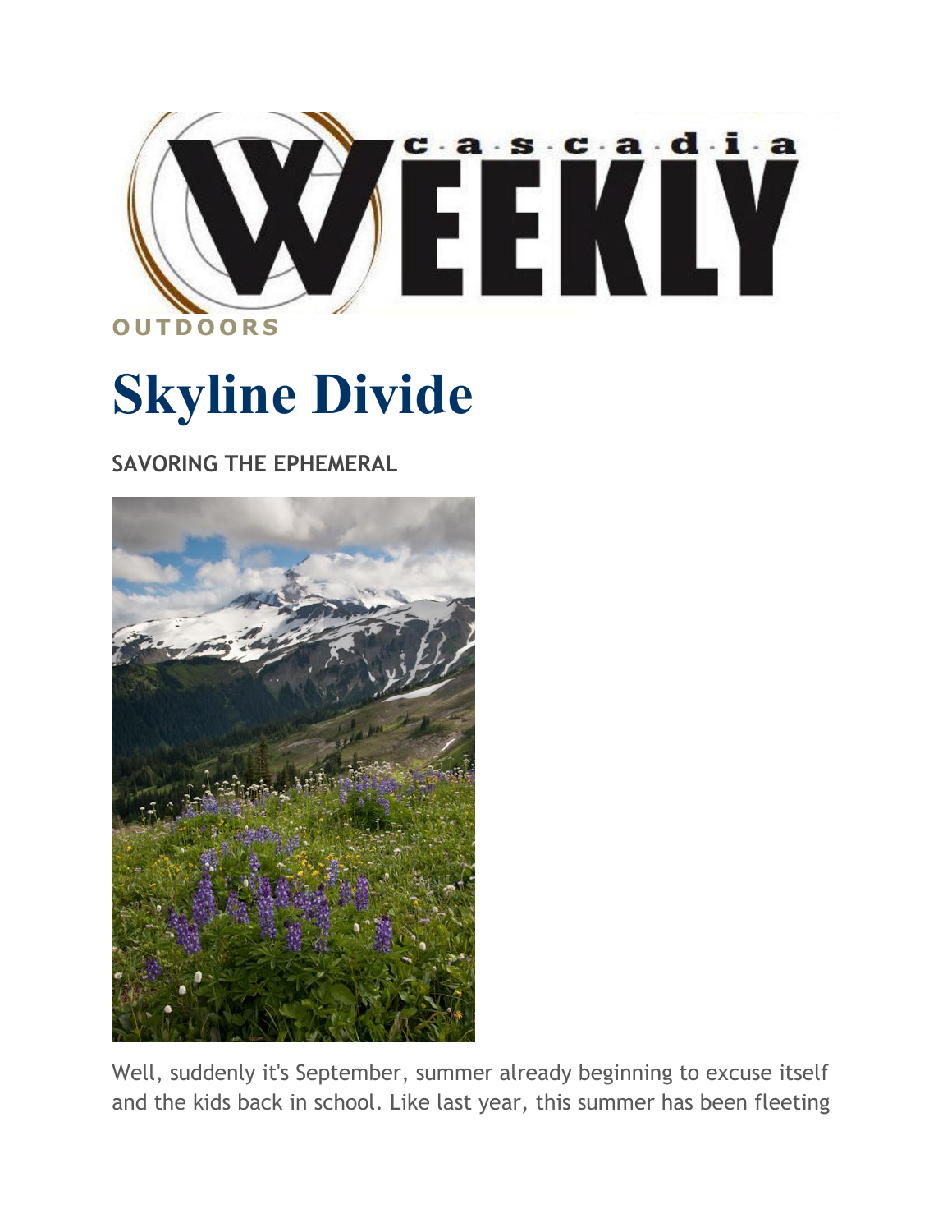OUTDOORS

# Skyline Divide

**SAVORING THE EPHEMERAL**

Well, suddenly it's September, summer already beginning to excuse itself and the kids back in school. Like last year, this summer has been fleeting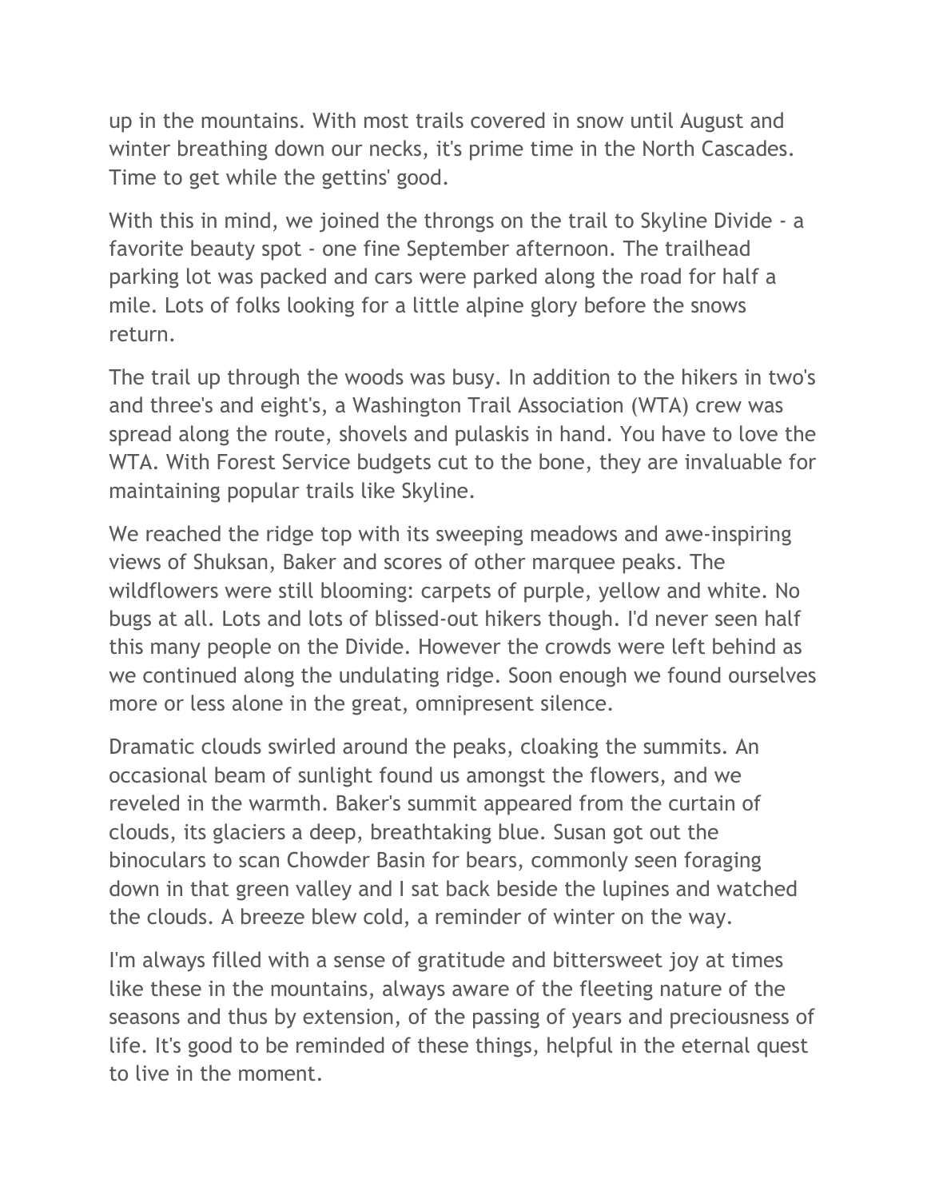up in the mountains. With most trails covered in snow until August and winter breathing down our necks, it's prime time in the North Cascades. Time to get while the gettins' good.

With this in mind, we joined the throngs on the trail to Skyline Divide - a favorite beauty spot - one fine September afternoon. The trailhead parking lot was packed and cars were parked along the road for half a mile. Lots of folks looking for a little alpine glory before the snows return.

The trail up through the woods was busy. In addition to the hikers in two's and three's and eight's, a Washington Trail Association (WTA) crew was spread along the route, shovels and pulaskis in hand. You have to love the WTA. With Forest Service budgets cut to the bone, they are invaluable for maintaining popular trails like Skyline.

We reached the ridge top with its sweeping meadows and awe-inspiring views of Shuksan, Baker and scores of other marquee peaks. The wildflowers were still blooming: carpets of purple, yellow and white. No bugs at all. Lots and lots of blissed-out hikers though. I'd never seen half this many people on the Divide. However the crowds were left behind as we continued along the undulating ridge. Soon enough we found ourselves more or less alone in the great, omnipresent silence.

Dramatic clouds swirled around the peaks, cloaking the summits. An occasional beam of sunlight found us amongst the flowers, and we reveled in the warmth. Baker's summit appeared from the curtain of clouds, its glaciers a deep, breathtaking blue. Susan got out the binoculars to scan Chowder Basin for bears, commonly seen foraging down in that green valley and I sat back beside the lupines and watched the clouds. A breeze blew cold, a reminder of winter on the way.

I'm always filled with a sense of gratitude and bittersweet joy at times like these in the mountains, always aware of the fleeting nature of the seasons and thus by extension, of the passing of years and preciousness of life. It's good to be reminded of these things, helpful in the eternal quest to live in the moment.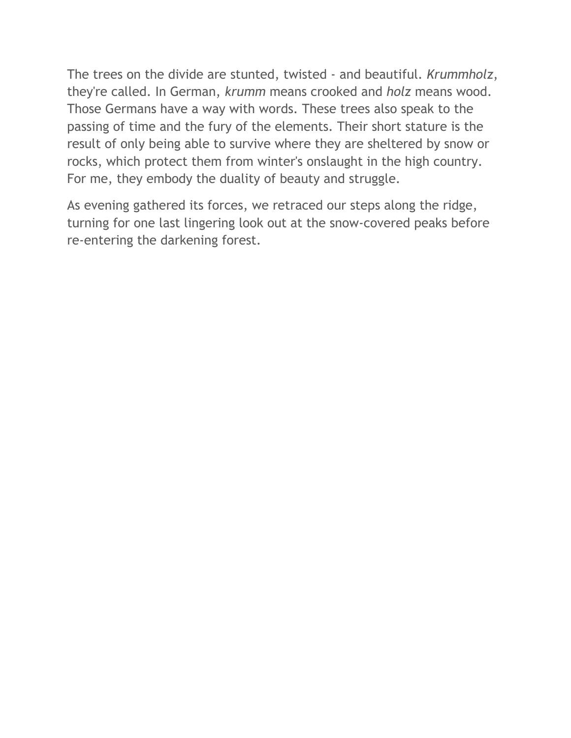The trees on the divide are stunted, twisted - and beautiful. *Krummholz*, they're called. In German, *krumm* means crooked and *holz* means wood. Those Germans have a way with words. These trees also speak to the passing of time and the fury of the elements. Their short stature is the result of only being able to survive where they are sheltered by snow or rocks, which protect them from winter's onslaught in the high country. For me, they embody the duality of beauty and struggle.

As evening gathered its forces, we retraced our steps along the ridge, turning for one last lingering look out at the snow-covered peaks before re-entering the darkening forest.